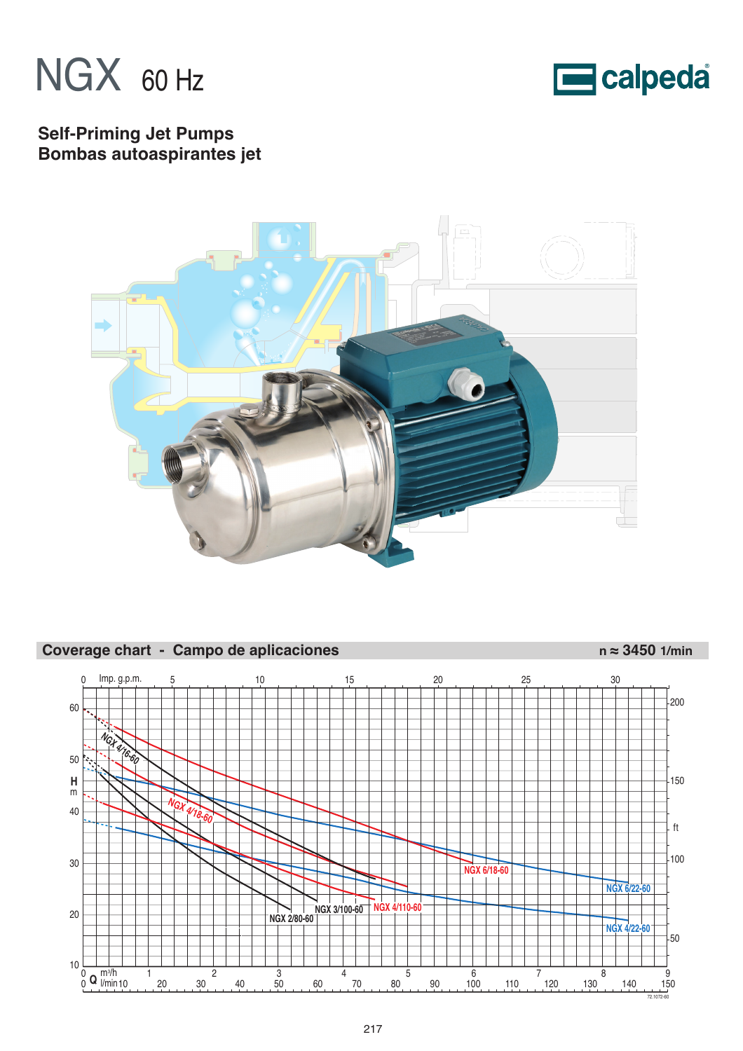# NGX 60 Hz

calpeda

## Self-Priming Jet Pumps
## Bombas autoaspirantes jet

## Coverage chart - Campo de aplicaciones

n ≈ 3450 1/min

Imp. g.p.m. 0 5 10 15 20 25 30

H m 10 20 30 40 50 60

ft 50 100 150 200

NGX 4/16-60

NGX 4/18-60

NGX 6/18-60

NGX 6/22-60

NGX 4/22-60

NGX 2/80-60

NGX 3/100-60

NGX 4/110-60

Q $m^3/h$ 0 1 2 3 4 5 6 7 8 9

l/min 0 10 20 30 40 50 60 70 80 90 100 110 120 130 140 150

72.1072-60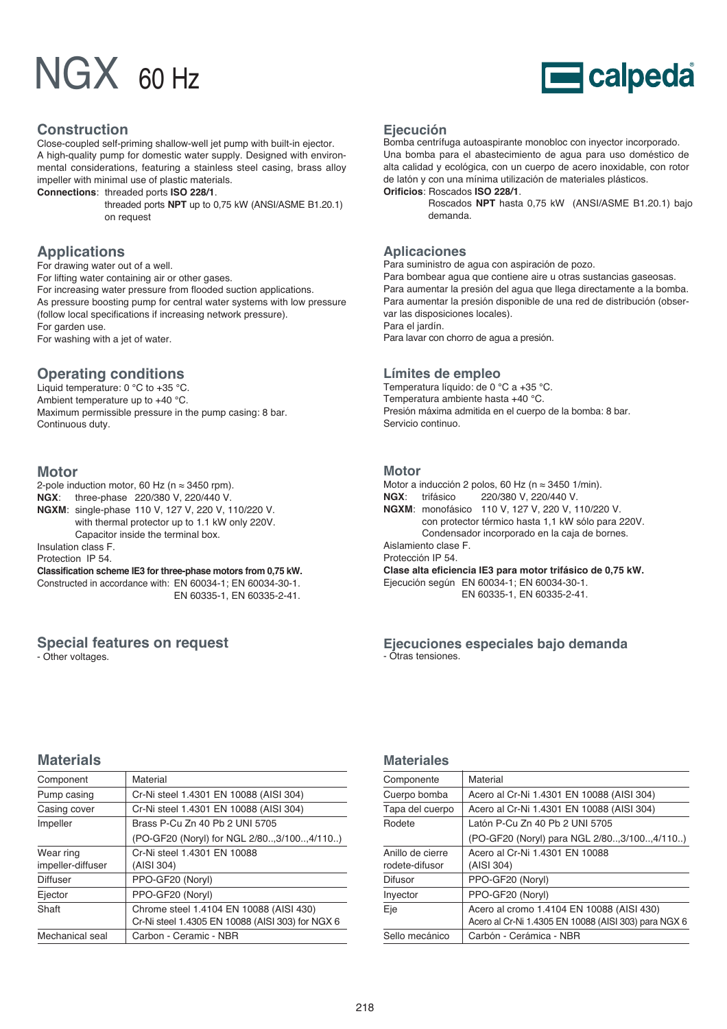# NGX 60 Hz

## Construction

Close-coupled self-priming shallow-well jet pump with built-in ejector.
A high-quality pump for domestic water supply. Designed with environmental considerations, featuring a stainless steel casing, brass alloy impeller with minimal use of plastic materials.

**Connections**: threaded ports **ISO 228/1**.
threaded ports **NPT** up to 0,75 kW (ANSI/ASME B1.20.1) on request

## Applications

For drawing water out of a well.
For lifting water containing air or other gases.
For increasing water pressure from flooded suction applications.
As pressure boosting pump for central water systems with low pressure (follow local specifications if increasing network pressure).
For garden use.
For washing with a jet of water.

## Operating conditions

Liquid temperature: 0 °C to +35 °C.
Ambient temperature up to +40 °C.
Maximum permissible pressure in the pump casing: 8 bar.
Continuous duty.

## Motor

2-pole induction motor, 60 Hz (n ≈ 3450 rpm).
**NGX**: three-phase 220/380 V, 220/440 V.
**NGXM**: single-phase 110 V, 127 V, 220 V, 110/220 V.
with thermal protector up to 1.1 kW only 220V.
Capacitor inside the terminal box.
Insulation class F.
Protection IP 54.
**Classification scheme IE3 for three-phase motors from 0,75 kW.**
Constructed in accordance with: EN 60034-1; EN 60034-30-1.
EN 60335-1, EN 60335-2-41.

## Special features on request

- Other voltages.

## Materials

| Component | Material |
|---|---|
| Pump casing | Cr-Ni steel 1.4301 EN 10088 (AISI 304) |
| Casing cover | Cr-Ni steel 1.4301 EN 10088 (AISI 304) |
| Impeller | Brass P-Cu Zn 40 Pb 2 UNI 5705 |
| | (PO-GF20 (Noryl) for NGL 2/80..,3/100..,4/110..) |
| Wear ring impeller-diffuser | Cr-Ni steel 1.4301 EN 10088 (AISI 304) |
| Diffuser | PPO-GF20 (Noryl) |
| Ejector | PPO-GF20 (Noryl) |
| Shaft | Chrome steel 1.4104 EN 10088 (AISI 430) Cr-Ni steel 1.4305 EN 10088 (AISI 303) for NGX 6 |
| Mechanical seal | Carbon - Ceramic - NBR |

## Ejecución

Bomba centrífuga autoaspirante monobloc con inyector incorporado.
Una bomba para el abastecimiento de agua para uso doméstico de alta calidad y ecológica, con un cuerpo de acero inoxidable, con rotor de latón y con una mínima utilización de materiales plásticos.

**Orificios**: Roscados **ISO 228/1**.
Roscados **NPT** hasta 0,75 kW (ANSI/ASME B1.20.1) bajo demanda.

## Aplicaciones

Para suministro de agua con aspiración de pozo.
Para bombear agua que contiene aire u otras sustancias gaseosas.
Para aumentar la presión del agua que llega directamente a la bomba.
Para aumentar la presión disponible de una red de distribución (observar las disposiciones locales).
Para el jardín.
Para lavar con chorro de agua a presión.

## Límites de empleo

Temperatura líquido: de 0 °C a +35 °C.
Temperatura ambiente hasta +40 °C.
Presión máxima admitida en el cuerpo de la bomba: 8 bar.
Servicio continuo.

## Motor

Motor a inducción 2 polos, 60 Hz (n ≈ 3450 1/min).
**NGX**: trifásico 220/380 V, 220/440 V.
**NGXM**: monofásico 110 V, 127 V, 220 V, 110/220 V.
con protector térmico hasta 1,1 kW sólo para 220V.
Condensador incorporado en la caja de bornes.
Aislamiento clase F.
Protección IP 54.
**Clase alta eficiencia IE3 para motor trifásico de 0,75 kW.**
Ejecución según EN 60034-1; EN 60034-30-1.
EN 60335-1, EN 60335-2-41.

## Ejecuciones especiales bajo demanda

- Otras tensiones.

## Materiales

| Componente | Material |
|---|---|
| Cuerpo bomba | Acero al Cr-Ni 1.4301 EN 10088 (AISI 304) |
| Tapa del cuerpo | Acero al Cr-Ni 1.4301 EN 10088 (AISI 304) |
| Rodete | Latón P-Cu Zn 40 Pb 2 UNI 5705 |
| | (PO-GF20 (Noryl) para NGL 2/80..,3/100..,4/110..) |
| Anillo de cierre rodete-difusor | Acero al Cr-Ni 1.4301 EN 10088 (AISI 304) |
| Difusor | PPO-GF20 (Noryl) |
| Inyector | PPO-GF20 (Noryl) |
| Eje | Acero al cromo 1.4104 EN 10088 (AISI 430) Acero al Cr-Ni 1.4305 EN 10088 (AISI 303) para NGX 6 |
| Sello mecánico | Carbón - Cerámica - NBR |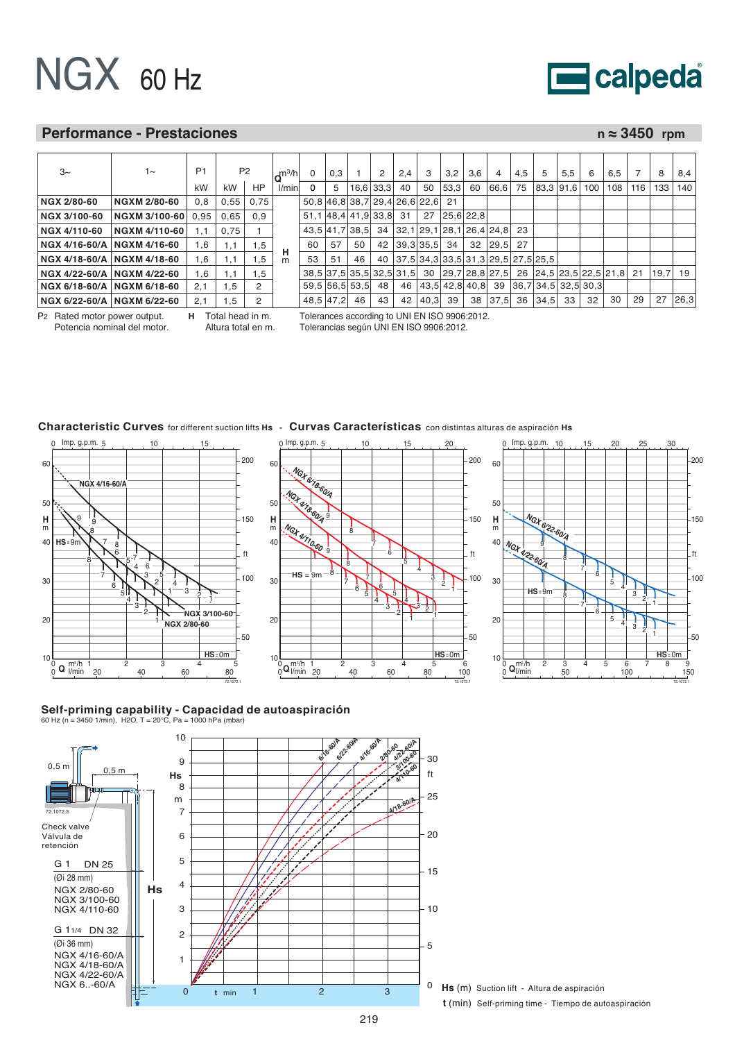# NGX 60 Hz

## Performance - Prestaciones

n ≈ 3450 rpm

| 3~ | 1~ | P1 | P2 | | Q m³/h | 0 | 0,3 | 1 | 2 | 2,4 | 3 | 3,2 | 3,6 | 4 | 4,5 | 5 | 5,5 | 6 | 6,5 | 7 | 8 | 8,4 |
|---|---|---|---|---|---|---|---|---|---|---|---|---|---|---|---|---|---|---|---|---|---|---|
| | | kW | kW | HP | l/min | 0 | 5 | 16,6 | 33,3 | 40 | 50 | 53,3 | 60 | 66,6 | 75 | 83,3 | 91,6 | 100 | 108 | 116 | 133 | 140 |
| **NGX 2/80-60** | **NGXM 2/80-60** | 0,8 | 0,55 | 0,75 | H m | 50,8 | 46,8 | 38,7 | 29,4 | 26,6 | 22,6 | 21 | | | | | | | | | | |
| **NGX 3/100-60** | **NGXM 3/100-60** | 0,95 | 0,65 | 0,9 | | 51,1 | 48,4 | 41,9 | 33,8 | 31 | 27 | 25,6 | 22,8 | | | | | | | | | |
| **NGX 4/110-60** | **NGXM 4/110-60** | 1,1 | 0,75 | 1 | | 43,5 | 41,7 | 38,5 | 34 | 32,1 | 29,1 | 28,1 | 26,4 | 24,8 | 23 | | | | | | | |
| **NGX 4/16-60/A** | **NGXM 4/16-60** | 1,6 | 1,1 | 1,5 | | 60 | 57 | 50 | 42 | 39,3 | 35,5 | 34 | 32 | 29,5 | 27 | | | | | | | |
| **NGX 4/18-60/A** | **NGXM 4/18-60** | 1,6 | 1,1 | 1,5 | | 53 | 51 | 46 | 40 | 37,5 | 34,3 | 33,5 | 31,3 | 29,5 | 27,5 | 25,5 | | | | | | |
| **NGX 4/22-60/A** | **NGXM 4/22-60** | 1,6 | 1,1 | 1,5 | | 38,5 | 37,5 | 35,5 | 32,5 | 31,5 | 30 | 29,7 | 28,8 | 27,5 | 26 | 24,5 | 23,5 | 22,5 | 21,8 | 21 | 19,7 | 19 |
| **NGX 6/18-60/A** | **NGXM 6/18-60** | 2,1 | 1,5 | 2 | | 59,5 | 56,5 | 53,5 | 48 | 46 | 43,5 | 42,8 | 40,8 | 39 | 36,7 | 34,5 | 32,5 | 30,3 | | | | |
| **NGX 6/22-60/A** | **NGXM 6/22-60** | 2,1 | 1,5 | 2 | | 48,5 | 47,2 | 46 | 43 | 42 | 40,3 | 39 | 38 | 37,5 | 36 | 34,5 | 33 | 32 | 30 | 29 | 27 | 26,3 |

P2 Rated motor power output.
Potencia nominal del motor.

**H** Total head in m.
Altura total en m.

Tolerances according to UNI EN ISO 9906:2012.
Tolerancias según UNI EN ISO 9906:2012.

## Characteristic Curves for different suction lifts Hs - Curvas Características con distintas alturas de aspiración Hs

## Self-priming capability - Capacidad de autoaspiración

60 Hz (n = 3450 1/min), $H_2O$, T = 20°C, Pa = 1000 hPa (mbar)

Check valve
Válvula de retención

G 1 DN 25
(Øi 28 mm)
NGX 2/80-60
NGX 3/100-60
NGX 4/110-60

G 1 1/4 DN 32
(Øi 36 mm)
NGX 4/16-60/A
NGX 4/18-60/A
NGX 4/22-60/A
NGX 6..-60/A

**Hs** (m) Suction lift - Altura de aspiración
**t** (min) Self-priming time - Tiempo de autoaspiración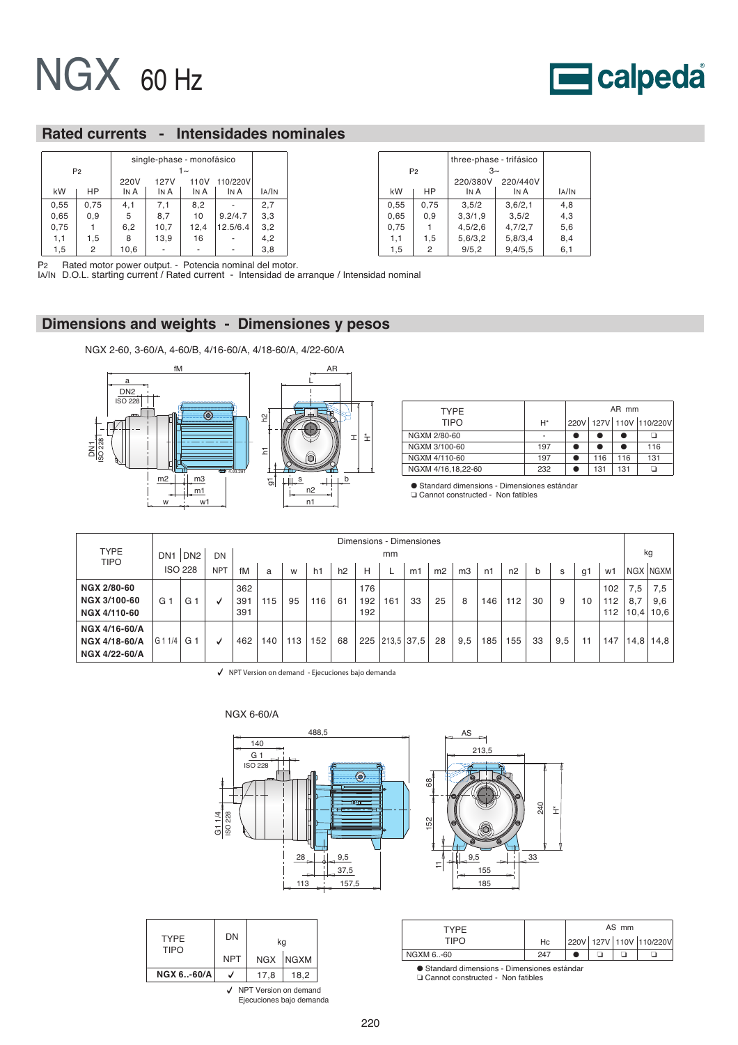# NGX 60 Hz

calpeda

## Rated currents - Intensidades nominales

| P2 | | single-phase - monofásico 1~ | | | | |
|---|---|---|---|---|---|---|
| | | 220V | 127V | 110V | 110/220V | |
| kW | HP | IN A | IN A | IN A | IN A | IA/IN |
| 0,55 | 0,75 | 4,1 | 7,1 | 8,2 | - | 2,7 |
| 0,65 | 0,9 | 5 | 8,7 | 10 | 9.2/4.7 | 3,3 |
| 0,75 | 1 | 6,2 | 10,7 | 12,4 | 12.5/6.4 | 3,2 |
| 1,1 | 1,5 | 8 | 13,9 | 16 | - | 4,2 |
| 1,5 | 2 | 10,6 | - | - | - | 3,8 |

| P2 | | three-phase - trifásico 3~ | | |
|---|---|---|---|---|
| | | 220/380V | 220/440V | |
| kW | HP | IN A | IN A | IA/IN |
| 0,55 | 0,75 | 3,5/2 | 3,6/2,1 | 4,8 |
| 0,65 | 0,9 | 3,3/1,9 | 3,5/2 | 4,3 |
| 0,75 | 1 | 4,5/2,6 | 4,7/2,7 | 5,6 |
| 1,1 | 1,5 | 5,6/3,2 | 5,8/3,4 | 8,4 |
| 1,5 | 2 | 9/5,2 | 9,4/5,5 | 6,1 |

P2 Rated motor power output. - Potencia nominal del motor.
IA/IN D.O.L. starting current / Rated current - Intensidad de arranque / Intensidad nominal

## Dimensions and weights - Dimensiones y pesos

NGX 2-60, 3-60/A, 4-60/B, 4/16-60/A, 4/18-60/A, 4/22-60/A

| TYPE TIPO | H* | AR mm | | | |
|---|---|---|---|---|---|
| | | 220V | 127V | 110V | 110/220V |
| NGXM 2/80-60 | - | ● | ● | ● | ❏ |
| NGXM 3/100-60 | 197 | ● | ● | ● | 116 |
| NGXM 4/110-60 | 197 | ● | 116 | 116 | 131 |
| NGXM 4/16,18,22-60 | 232 | ● | 131 | 131 | ❏ |

● Standard dimensions - Dimensiones estándar
❏ Cannot constructed - Non fatibles

| TYPE TIPO | DN1 | DN2 | DN | fM | a | w | h1 | h2 | H | L | m1 | m2 | m3 | n1 | n2 | b | s | g1 | w1 | kg NGX | kg NGXM |
|---|---|---|---|---|---|---|---|---|---|---|---|---|---|---|---|---|---|---|---|---|---|
| | ISO 228 | | NPT | mm | | | | | | | | | | | | | | | | | |
| **NGX 2/80-60**<br>**NGX 3/100-60**<br>**NGX 4/110-60** | G 1 | G 1 | ✓ | 362<br>391<br>391 | 115 | 95 | 116 | 61 | 176<br>192<br>192 | 161 | 33 | 25 | 8 | 146 | 112 | 30 | 9 | 10 | 102<br>112<br>112 | 7,5<br>8,7<br>10,4 | 7,5<br>9,6<br>10,6 |
| **NGX 4/16-60/A**<br>**NGX 4/18-60/A**<br>**NGX 4/22-60/A** | G 1 1/4 | G 1 | ✓ | 462 | 140 | 113 | 152 | 68 | 225 | 213,5 | 37,5 | 28 | 9,5 | 185 | 155 | 33 | 9,5 | 11 | 147 | 14,8 | 14,8 |

✓ NPT Version on demand - Ejecuciones bajo demanda

NGX 6-60/A

| TYPE TIPO | DN NPT | kg NGX | kg NGXM |
|---|---|---|---|
| **NGX 6..-60/A** | ✓ | 17,8 | 18,2 |

✓ NPT Version on demand
Ejecuciones bajo demanda

| TYPE TIPO | Hc | AS mm | | | |
|---|---|---|---|---|---|
| | | 220V | 127V | 110V | 110/220V |
| NGXM 6..-60 | 247 | ● | ❏ | ❏ | ❏ |

● Standard dimensions - Dimensiones estándar
❏ Cannot constructed - Non fatibles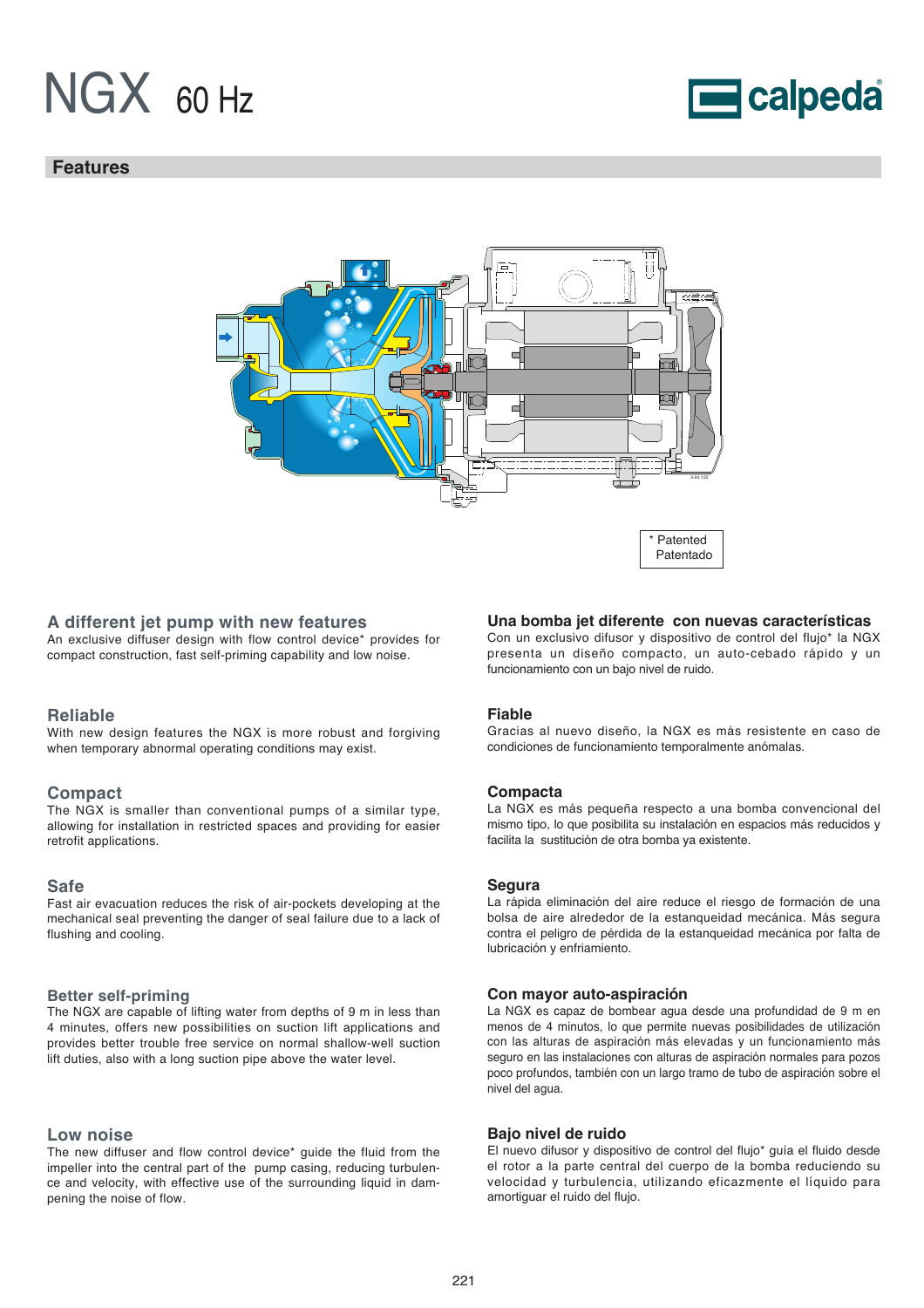# NGX 60 Hz

calpeda

## Features

\* Patented
Patentado

### A different jet pump with new features

An exclusive diffuser design with flow control device* provides for compact construction, fast self-priming capability and low noise.

### Reliable

With new design features the NGX is more robust and forgiving when temporary abnormal operating conditions may exist.

### Compact

The NGX is smaller than conventional pumps of a similar type, allowing for installation in restricted spaces and providing for easier retrofit applications.

### Safe

Fast air evacuation reduces the risk of air-pockets developing at the mechanical seal preventing the danger of seal failure due to a lack of flushing and cooling.

### Better self-priming

The NGX are capable of lifting water from depths of 9 m in less than 4 minutes, offers new possibilities on suction lift applications and provides better trouble free service on normal shallow-well suction lift duties, also with a long suction pipe above the water level.

### Low noise

The new diffuser and flow control device* guide the fluid from the impeller into the central part of the pump casing, reducing turbulence and velocity, with effective use of the surrounding liquid in dampening the noise of flow.

### Una bomba jet diferente con nuevas características

Con un exclusivo difusor y dispositivo de control del flujo* la NGX presenta un diseño compacto, un auto-cebado rápido y un funcionamiento con un bajo nivel de ruido.

### Fiable

Gracias al nuevo diseño, la NGX es más resistente en caso de condiciones de funcionamiento temporalmente anómalas.

### Compacta

La NGX es más pequeña respecto a una bomba convencional del mismo tipo, lo que posibilita su instalación en espacios más reducidos y facilita la sustitución de otra bomba ya existente.

### Segura

La rápida eliminación del aire reduce el riesgo de formación de una bolsa de aire alrededor de la estanqueidad mecánica. Más segura contra el peligro de pérdida de la estanqueidad mecánica por falta de lubricación y enfriamiento.

### Con mayor auto-aspiración

La NGX es capaz de bombear agua desde una profundidad de 9 m en menos de 4 minutos, lo que permite nuevas posibilidades de utilización con las alturas de aspiración más elevadas y un funcionamiento más seguro en las instalaciones con alturas de aspiración normales para pozos poco profundos, también con un largo tramo de tubo de aspiración sobre el nivel del agua.

### Bajo nivel de ruido

El nuevo difusor y dispositivo de control del flujo* guía el fluido desde el rotor a la parte central del cuerpo de la bomba reduciendo su velocidad y turbulencia, utilizando eficazmente el líquido para amortiguar el ruido del flujo.